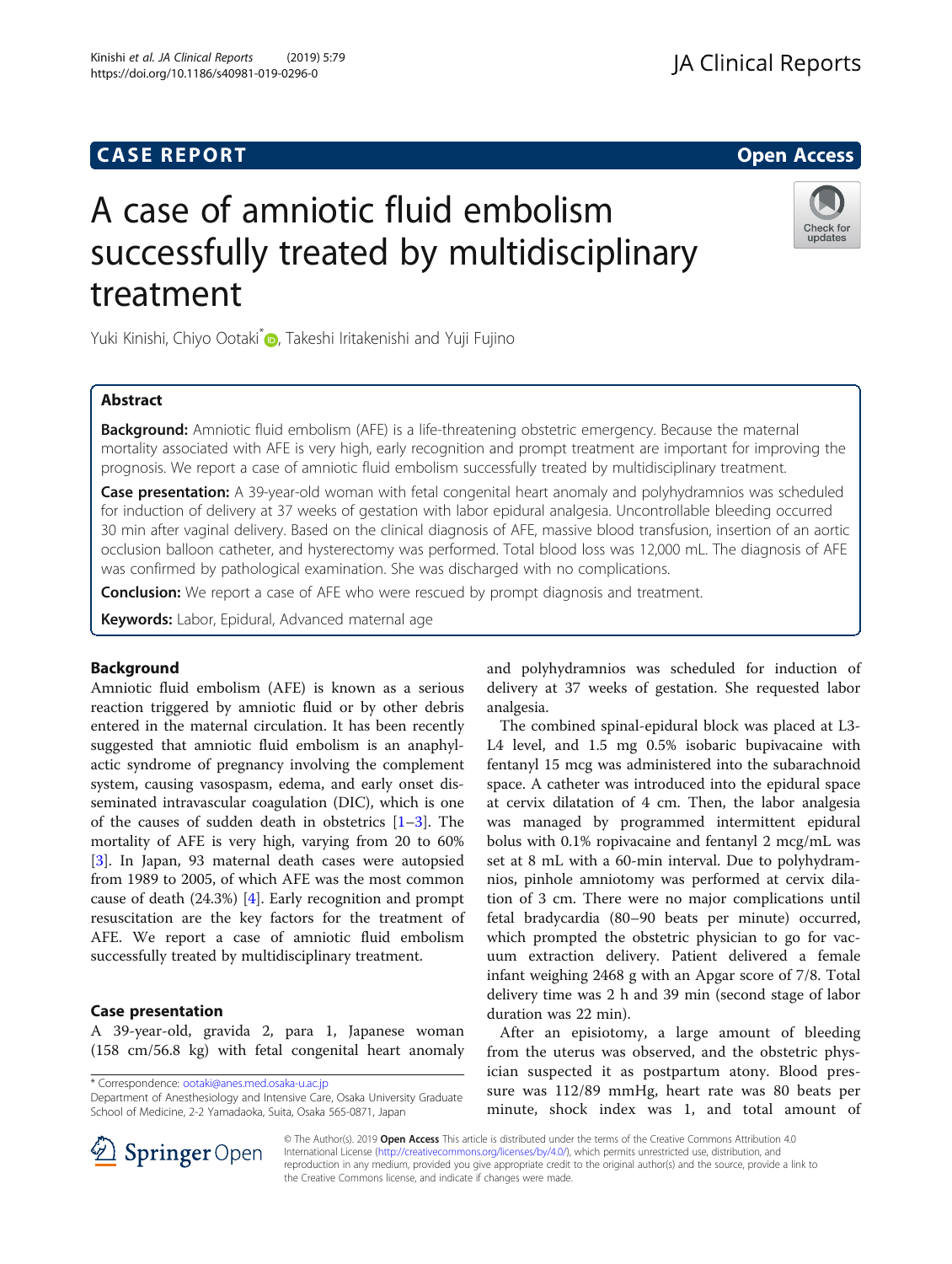CASE REPORT

Open Access

# A case of amniotic fluid embolism successfully treated by multidisciplinary treatment

Yuki Kinishi, Chiyo Ootaki*, Takeshi Iritakenishi and Yuji Fujino

## Abstract

**Background:** Amniotic fluid embolism (AFE) is a life-threatening obstetric emergency. Because the maternal mortality associated with AFE is very high, early recognition and prompt treatment are important for improving the prognosis. We report a case of amniotic fluid embolism successfully treated by multidisciplinary treatment.

**Case presentation:** A 39-year-old woman with fetal congenital heart anomaly and polyhydramnios was scheduled for induction of delivery at 37 weeks of gestation with labor epidural analgesia. Uncontrollable bleeding occurred 30 min after vaginal delivery. Based on the clinical diagnosis of AFE, massive blood transfusion, insertion of an aortic occlusion balloon catheter, and hysterectomy was performed. Total blood loss was 12,000 mL. The diagnosis of AFE was confirmed by pathological examination. She was discharged with no complications.

**Conclusion:** We report a case of AFE who were rescued by prompt diagnosis and treatment.

**Keywords:** Labor, Epidural, Advanced maternal age

## Background

Amniotic fluid embolism (AFE) is known as a serious reaction triggered by amniotic fluid or by other debris entered in the maternal circulation. It has been recently suggested that amniotic fluid embolism is an anaphylactic syndrome of pregnancy involving the complement system, causing vasospasm, edema, and early onset disseminated intravascular coagulation (DIC), which is one of the causes of sudden death in obstetrics [1–3]. The mortality of AFE is very high, varying from 20 to 60% [3]. In Japan, 93 maternal death cases were autopsied from 1989 to 2005, of which AFE was the most common cause of death (24.3%) [4]. Early recognition and prompt resuscitation are the key factors for the treatment of AFE. We report a case of amniotic fluid embolism successfully treated by multidisciplinary treatment.

## Case presentation

A 39-year-old, gravida 2, para 1, Japanese woman (158 cm/56.8 kg) with fetal congenital heart anomaly and polyhydramnios was scheduled for induction of delivery at 37 weeks of gestation. She requested labor analgesia.

The combined spinal-epidural block was placed at L3-L4 level, and 1.5 mg 0.5% isobaric bupivacaine with fentanyl 15 mcg was administered into the subarachnoid space. A catheter was introduced into the epidural space at cervix dilatation of 4 cm. Then, the labor analgesia was managed by programmed intermittent epidural bolus with 0.1% ropivacaine and fentanyl 2 mcg/mL was set at 8 mL with a 60-min interval. Due to polyhydramnios, pinhole amniotomy was performed at cervix dilation of 3 cm. There were no major complications until fetal bradycardia (80–90 beats per minute) occurred, which prompted the obstetric physician to go for vacuum extraction delivery. Patient delivered a female infant weighing 2468 g with an Apgar score of 7/8. Total delivery time was 2 h and 39 min (second stage of labor duration was 22 min).

After an episiotomy, a large amount of bleeding from the uterus was observed, and the obstetric physician suspected it as postpartum atony. Blood pressure was 112/89 mmHg, heart rate was 80 beats per minute, shock index was 1, and total amount of

\* Correspondence: ootaki@anes.med.osaka-u.ac.jp
Department of Anesthesiology and Intensive Care, Osaka University Graduate School of Medicine, 2-2 Yamadaoka, Suita, Osaka 565-0871, Japan

© The Author(s). 2019 **Open Access** This article is distributed under the terms of the Creative Commons Attribution 4.0 International License (http://creativecommons.org/licenses/by/4.0/), which permits unrestricted use, distribution, and reproduction in any medium, provided you give appropriate credit to the original author(s) and the source, provide a link to the Creative Commons license, and indicate if changes were made.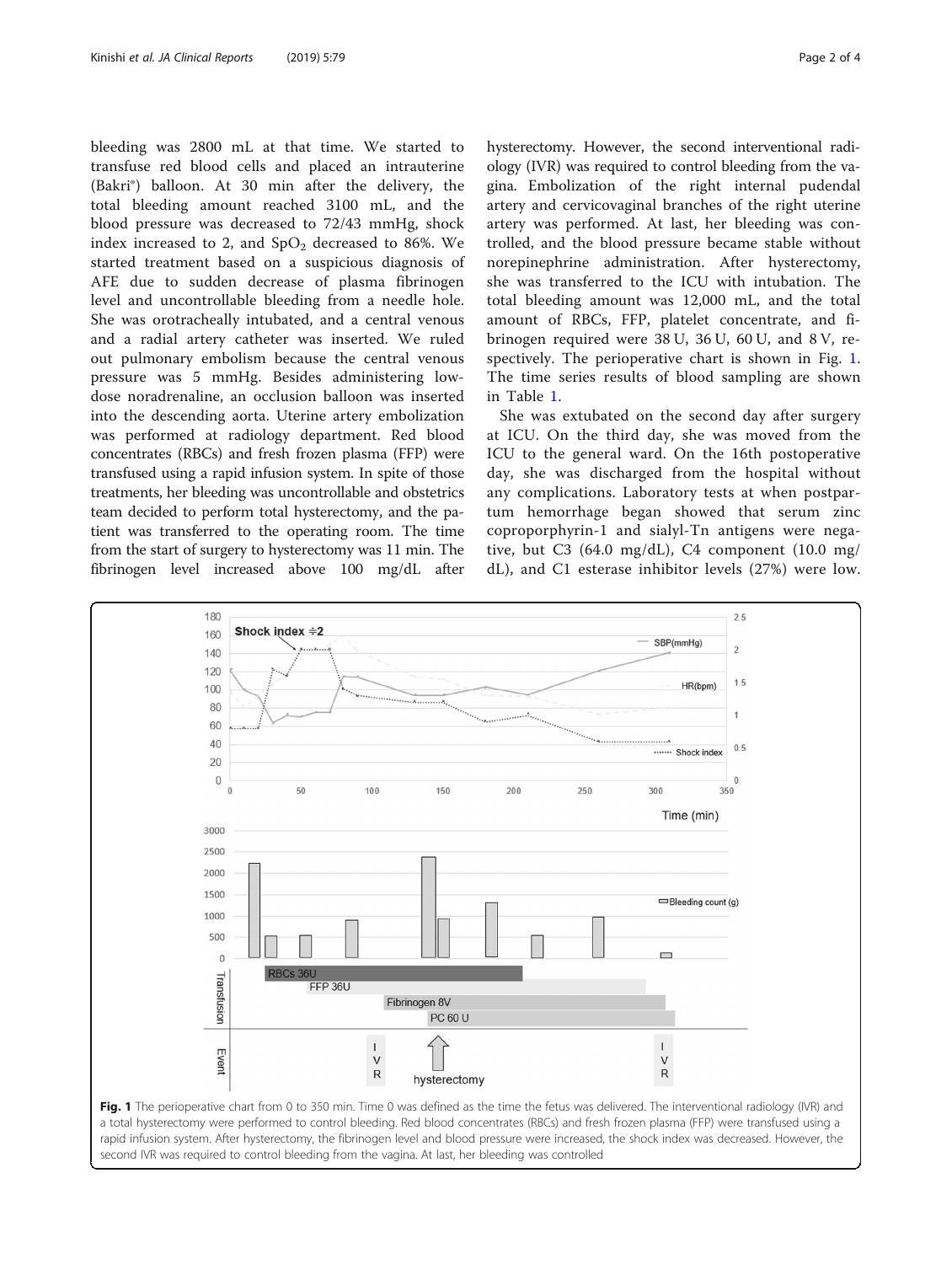bleeding was 2800 mL at that time. We started to transfuse red blood cells and placed an intrauterine (Bakri®) balloon. At 30 min after the delivery, the total bleeding amount reached 3100 mL, and the blood pressure was decreased to 72/43 mmHg, shock index increased to 2, and $SpO_2$ decreased to 86%. We started treatment based on a suspicious diagnosis of AFE due to sudden decrease of plasma fibrinogen level and uncontrollable bleeding from a needle hole. She was orotracheally intubated, and a central venous and a radial artery catheter was inserted. We ruled out pulmonary embolism because the central venous pressure was 5 mmHg. Besides administering low-dose noradrenaline, an occlusion balloon was inserted into the descending aorta. Uterine artery embolization was performed at radiology department. Red blood concentrates (RBCs) and fresh frozen plasma (FFP) were transfused using a rapid infusion system. In spite of those treatments, her bleeding was uncontrollable and obstetrics team decided to perform total hysterectomy, and the patient was transferred to the operating room. The time from the start of surgery to hysterectomy was 11 min. The fibrinogen level increased above 100 mg/dL after hysterectomy. However, the second interventional radiology (IVR) was required to control bleeding from the vagina. Embolization of the right internal pudendal artery and cervicovaginal branches of the right uterine artery was performed. At last, her bleeding was controlled, and the blood pressure became stable without norepinephrine administration. After hysterectomy, she was transferred to the ICU with intubation. The total bleeding amount was 12,000 mL, and the total amount of RBCs, FFP, platelet concentrate, and fibrinogen required were 38 U, 36 U, 60 U, and 8 V, respectively. The perioperative chart is shown in Fig. 1. The time series results of blood sampling are shown in Table 1.

She was extubated on the second day after surgery at ICU. On the third day, she was moved from the ICU to the general ward. On the 16th postoperative day, she was discharged from the hospital without any complications. Laboratory tests at when postpartum hemorrhage began showed that serum zinc coproporphyrin-1 and sialyl-Tn antigens were negative, but C3 (64.0 mg/dL), C4 component (10.0 mg/dL), and C1 esterase inhibitor levels (27%) were low.

**Fig. 1** The perioperative chart from 0 to 350 min. Time 0 was defined as the time the fetus was delivered. The interventional radiology (IVR) and a total hysterectomy were performed to control bleeding. Red blood concentrates (RBCs) and fresh frozen plasma (FFP) were transfused using a rapid infusion system. After hysterectomy, the fibrinogen level and blood pressure were increased, the shock index was decreased. However, the second IVR was required to control bleeding from the vagina. At last, her bleeding was controlled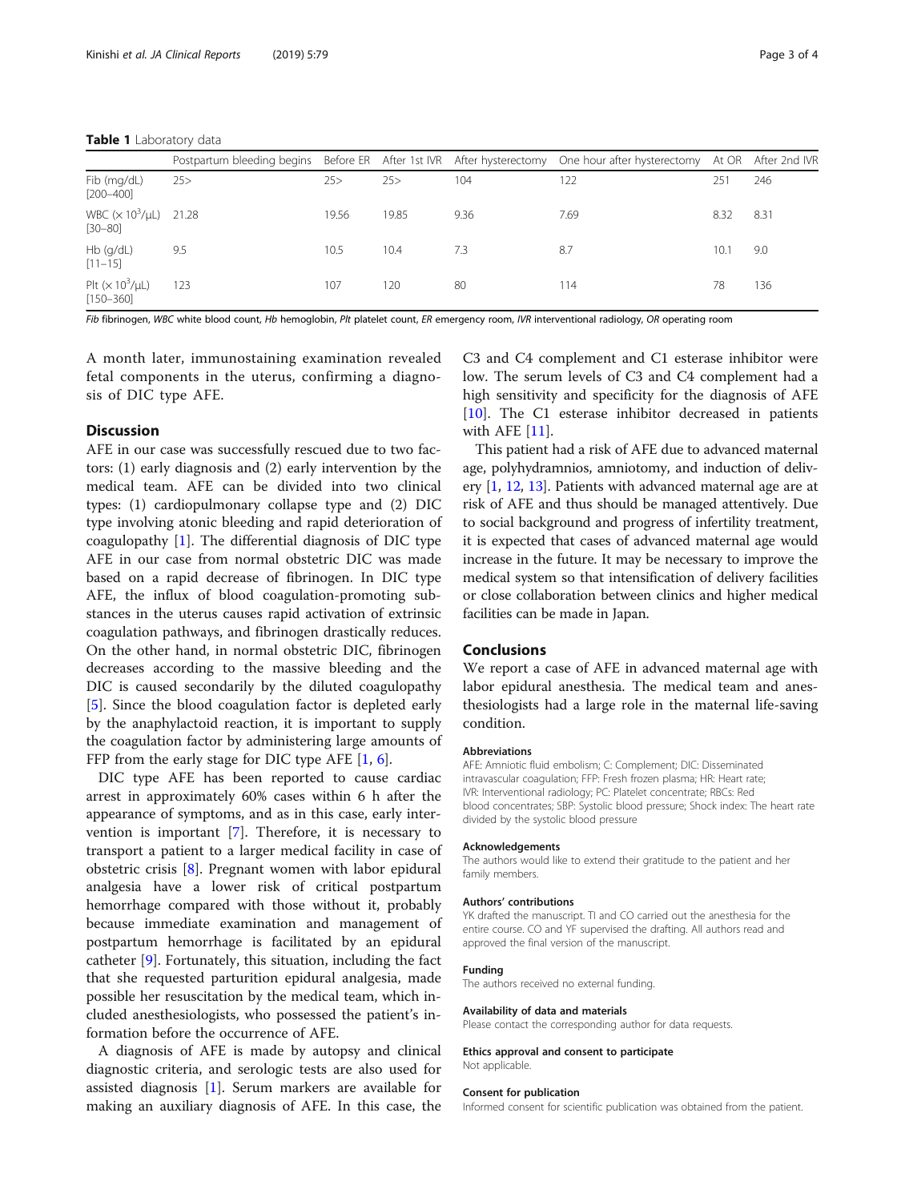**Table 1** Laboratory data

| | Postpartum bleeding begins | Before ER | After 1st IVR | After hysterectomy | One hour after hysterectomy | At OR | After 2nd IVR |
|---|---|---|---|---|---|---|---|
| Fib (mg/dL) [200–400] | 25> | 25> | 25> | 104 | 122 | 251 | 246 |
| WBC ($\times 10^3$/μL) [30–80] | 21.28 | 19.56 | 19.85 | 9.36 | 7.69 | 8.32 | 8.31 |
| Hb (g/dL) [11–15] | 9.5 | 10.5 | 10.4 | 7.3 | 8.7 | 10.1 | 9.0 |
| Plt ($\times 10^3$/μL) [150–360] | 123 | 107 | 120 | 80 | 114 | 78 | 136 |

*Fib* fibrinogen, *WBC* white blood count, *Hb* hemoglobin, *Plt* platelet count, *ER* emergency room, *IVR* interventional radiology, *OR* operating room

A month later, immunostaining examination revealed fetal components in the uterus, confirming a diagnosis of DIC type AFE.

## Discussion

AFE in our case was successfully rescued due to two factors: (1) early diagnosis and (2) early intervention by the medical team. AFE can be divided into two clinical types: (1) cardiopulmonary collapse type and (2) DIC type involving atonic bleeding and rapid deterioration of coagulopathy [1]. The differential diagnosis of DIC type AFE in our case from normal obstetric DIC was made based on a rapid decrease of fibrinogen. In DIC type AFE, the influx of blood coagulation-promoting substances in the uterus causes rapid activation of extrinsic coagulation pathways, and fibrinogen drastically reduces. On the other hand, in normal obstetric DIC, fibrinogen decreases according to the massive bleeding and the DIC is caused secondarily by the diluted coagulopathy [5]. Since the blood coagulation factor is depleted early by the anaphylactoid reaction, it is important to supply the coagulation factor by administering large amounts of FFP from the early stage for DIC type AFE [1, 6].

DIC type AFE has been reported to cause cardiac arrest in approximately 60% cases within 6 h after the appearance of symptoms, and as in this case, early intervention is important [7]. Therefore, it is necessary to transport a patient to a larger medical facility in case of obstetric crisis [8]. Pregnant women with labor epidural analgesia have a lower risk of critical postpartum hemorrhage compared with those without it, probably because immediate examination and management of postpartum hemorrhage is facilitated by an epidural catheter [9]. Fortunately, this situation, including the fact that she requested parturition epidural analgesia, made possible her resuscitation by the medical team, which included anesthesiologists, who possessed the patient's information before the occurrence of AFE.

A diagnosis of AFE is made by autopsy and clinical diagnostic criteria, and serologic tests are also used for assisted diagnosis [1]. Serum markers are available for making an auxiliary diagnosis of AFE. In this case, the C3 and C4 complement and C1 esterase inhibitor were low. The serum levels of C3 and C4 complement had a high sensitivity and specificity for the diagnosis of AFE [10]. The C1 esterase inhibitor decreased in patients with AFE [11].

This patient had a risk of AFE due to advanced maternal age, polyhydramnios, amniotomy, and induction of delivery [1, 12, 13]. Patients with advanced maternal age are at risk of AFE and thus should be managed attentively. Due to social background and progress of infertility treatment, it is expected that cases of advanced maternal age would increase in the future. It may be necessary to improve the medical system so that intensification of delivery facilities or close collaboration between clinics and higher medical facilities can be made in Japan.

## Conclusions

We report a case of AFE in advanced maternal age with labor epidural anesthesia. The medical team and anesthesiologists had a large role in the maternal life-saving condition.

#### Abbreviations

AFE: Amniotic fluid embolism; C: Complement; DIC: Disseminated intravascular coagulation; FFP: Fresh frozen plasma; HR: Heart rate; IVR: Interventional radiology; PC: Platelet concentrate; RBCs: Red blood concentrates; SBP: Systolic blood pressure; Shock index: The heart rate divided by the systolic blood pressure

#### Acknowledgements

The authors would like to extend their gratitude to the patient and her family members.

#### Authors' contributions

YK drafted the manuscript. TI and CO carried out the anesthesia for the entire course. CO and YF supervised the drafting. All authors read and approved the final version of the manuscript.

#### Funding

The authors received no external funding.

#### Availability of data and materials

Please contact the corresponding author for data requests.

#### Ethics approval and consent to participate

Not applicable.

#### Consent for publication

Informed consent for scientific publication was obtained from the patient.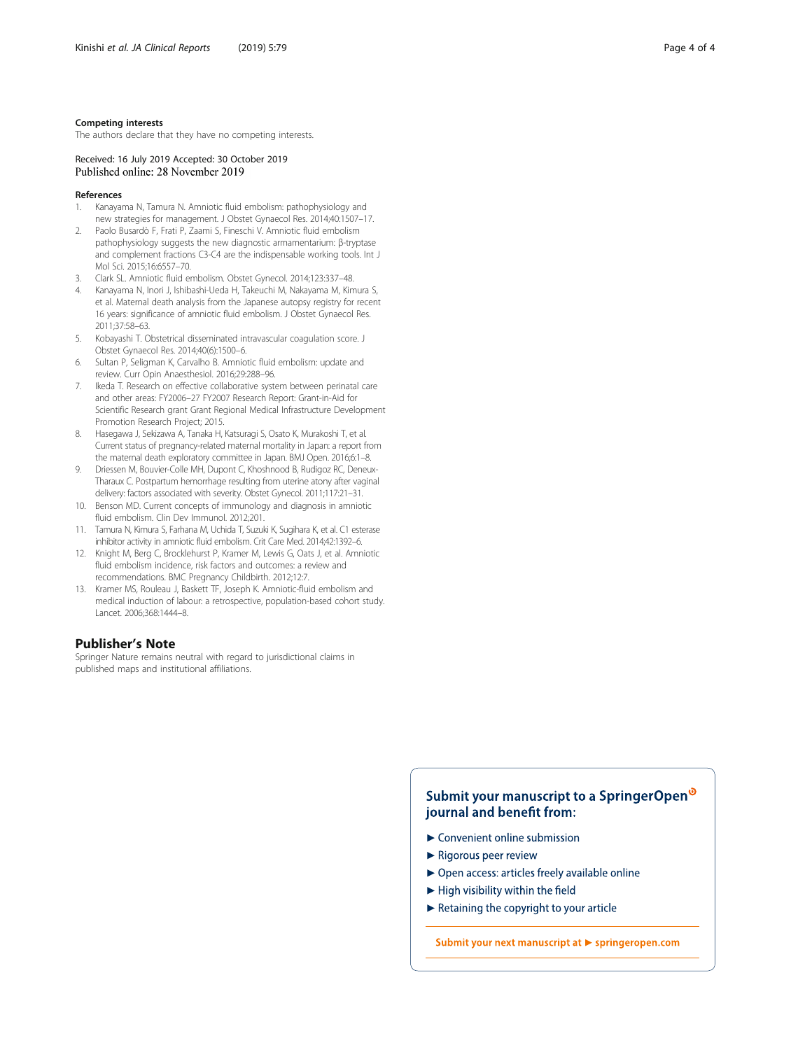#### Competing interests

The authors declare that they have no competing interests.

Received: 16 July 2019 Accepted: 30 October 2019
Published online: 28 November 2019

#### References

1. Kanayama N, Tamura N. Amniotic fluid embolism: pathophysiology and new strategies for management. J Obstet Gynaecol Res. 2014;40:1507–17.
2. Paolo Busardò F, Frati P, Zaami S, Fineschi V. Amniotic fluid embolism pathophysiology suggests the new diagnostic armamentarium: β-tryptase and complement fractions C3-C4 are the indispensable working tools. Int J Mol Sci. 2015;16:6557–70.
3. Clark SL. Amniotic fluid embolism. Obstet Gynecol. 2014;123:337–48.
4. Kanayama N, Inori J, Ishibashi-Ueda H, Takeuchi M, Nakayama M, Kimura S, et al. Maternal death analysis from the Japanese autopsy registry for recent 16 years: significance of amniotic fluid embolism. J Obstet Gynaecol Res. 2011;37:58–63.
5. Kobayashi T. Obstetrical disseminated intravascular coagulation score. J Obstet Gynaecol Res. 2014;40(6):1500–6.
6. Sultan P, Seligman K, Carvalho B. Amniotic fluid embolism: update and review. Curr Opin Anaesthesiol. 2016;29:288–96.
7. Ikeda T. Research on effective collaborative system between perinatal care and other areas: FY2006–27 FY2007 Research Report: Grant-in-Aid for Scientific Research grant Grant Regional Medical Infrastructure Development Promotion Research Project; 2015.
8. Hasegawa J, Sekizawa A, Tanaka H, Katsuragi S, Osato K, Murakoshi T, et al. Current status of pregnancy-related maternal mortality in Japan: a report from the maternal death exploratory committee in Japan. BMJ Open. 2016;6:1–8.
9. Driessen M, Bouvier-Colle MH, Dupont C, Khoshnood B, Rudigoz RC, Deneux-Tharaux C. Postpartum hemorrhage resulting from uterine atony after vaginal delivery: factors associated with severity. Obstet Gynecol. 2011;117:21–31.
10. Benson MD. Current concepts of immunology and diagnosis in amniotic fluid embolism. Clin Dev Immunol. 2012;201.
11. Tamura N, Kimura S, Farhana M, Uchida T, Suzuki K, Sugihara K, et al. C1 esterase inhibitor activity in amniotic fluid embolism. Crit Care Med. 2014;42:1392–6.
12. Knight M, Berg C, Brocklehurst P, Kramer M, Lewis G, Oats J, et al. Amniotic fluid embolism incidence, risk factors and outcomes: a review and recommendations. BMC Pregnancy Childbirth. 2012;12:7.
13. Kramer MS, Rouleau J, Baskett TF, Joseph K. Amniotic-fluid embolism and medical induction of labour: a retrospective, population-based cohort study. Lancet. 2006;368:1444–8.

### Publisher's Note

Springer Nature remains neutral with regard to jurisdictional claims in published maps and institutional affiliations.

**Submit your manuscript to a SpringerOpen journal and benefit from:**

- ► Convenient online submission
- ► Rigorous peer review
- ► Open access: articles freely available online
- ► High visibility within the field
- ► Retaining the copyright to your article

**Submit your next manuscript at ► springeropen.com**